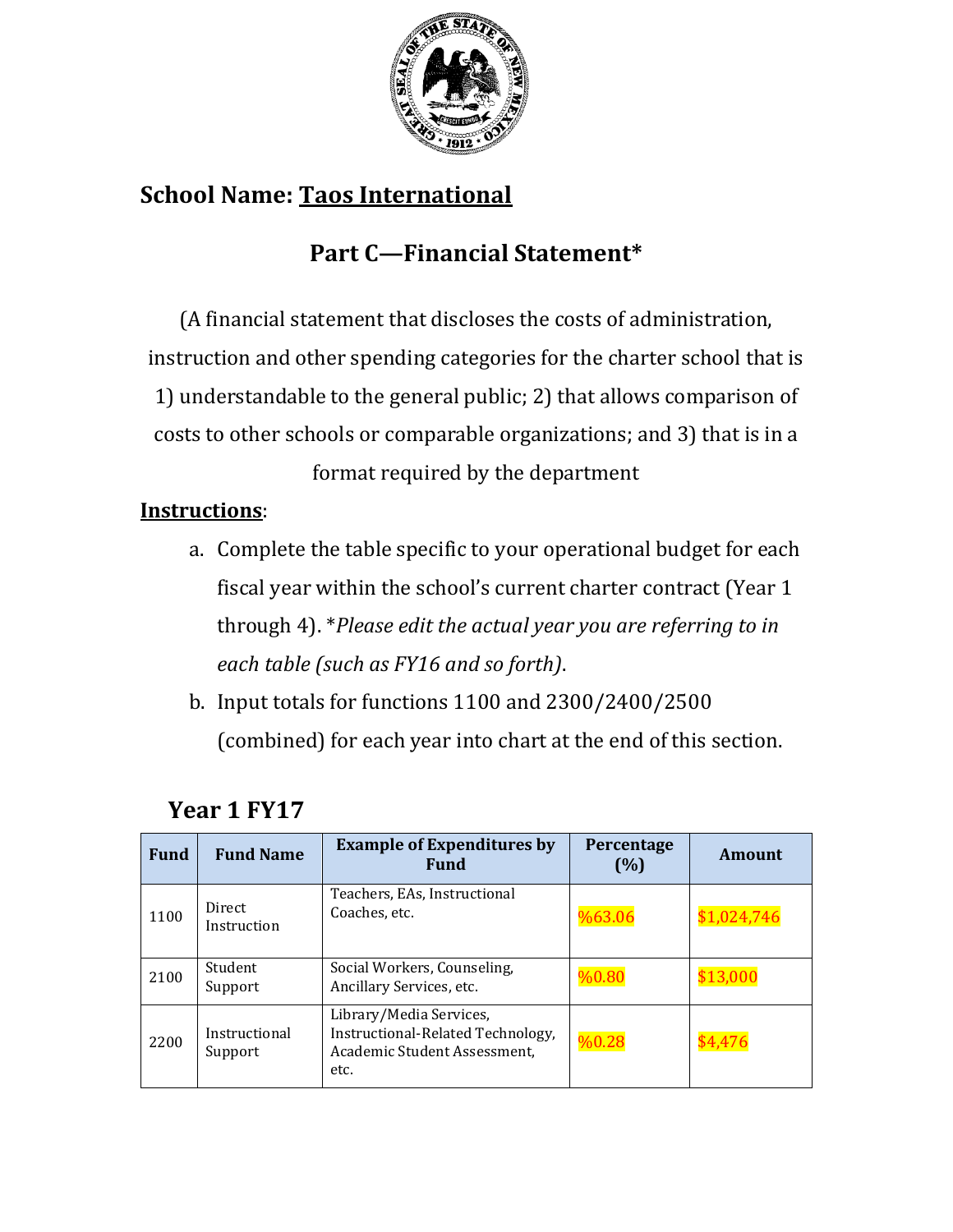**School Name: Taos International**

## Part C—Financial Statement*

(A financial statement that discloses the costs of administration, instruction and other spending categories for the charter school that is 1) understandable to the general public; 2) that allows comparison of costs to other schools or comparable organizations; and 3) that is in a format required by the department

**Instructions**:

a. Complete the table specific to your operational budget for each fiscal year within the school's current charter contract (Year 1 through 4). **Please edit the actual year you are referring to in each table (such as FY16 and so forth)*.
b. Input totals for functions 1100 and 2300/2400/2500 (combined) for each year into chart at the end of this section.

### Year 1 FY17

| Fund | Fund Name | Example of Expenditures by Fund | Percentage (%) | Amount |
|---|---|---|---|---|
| 1100 | Direct Instruction | Teachers, EAs, Instructional Coaches, etc. | %63.06 | $1,024,746 |
| 2100 | Student Support | Social Workers, Counseling, Ancillary Services, etc. | %0.80 | $13,000 |
| 2200 | Instructional Support | Library/Media Services, Instructional-Related Technology, Academic Student Assessment, etc. | %0.28 | $4,476 |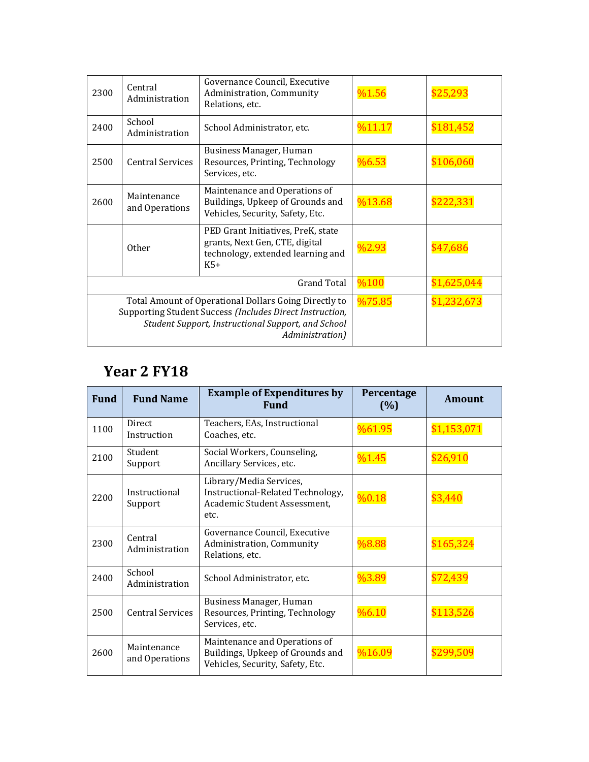| | | | | |
|---|---|---|---|---|
| 2300 | Central Administration | Governance Council, Executive Administration, Community Relations, etc. | %1.56 | $25,293 |
| 2400 | School Administration | School Administrator, etc. | %11.17 | $181,452 |
| 2500 | Central Services | Business Manager, Human Resources, Printing, Technology Services, etc. | %6.53 | $106,060 |
| 2600 | Maintenance and Operations | Maintenance and Operations of Buildings, Upkeep of Grounds and Vehicles, Security, Safety, Etc. | %13.68 | $222,331 |
| | Other | PED Grant Initiatives, PreK, state grants, Next Gen, CTE, digital technology, extended learning and K5+ | %2.93 | $47,686 |
| | | Grand Total | %100 | $1,625,044 |
| | | Total Amount of Operational Dollars Going Directly to Supporting Student Success *(Includes Direct Instruction, Student Support, Instructional Support, and School Administration)* | %75.85 | $1,232,673 |

## Year 2 FY18

| Fund | Fund Name | Example of Expenditures by Fund | Percentage (%) | Amount |
|---|---|---|---|---|
| 1100 | Direct Instruction | Teachers, EAs, Instructional Coaches, etc. | %61.95 | $1,153,071 |
| 2100 | Student Support | Social Workers, Counseling, Ancillary Services, etc. | %1.45 | $26,910 |
| 2200 | Instructional Support | Library/Media Services, Instructional-Related Technology, Academic Student Assessment, etc. | %0.18 | $3,440 |
| 2300 | Central Administration | Governance Council, Executive Administration, Community Relations, etc. | %8.88 | $165,324 |
| 2400 | School Administration | School Administrator, etc. | %3.89 | $72,439 |
| 2500 | Central Services | Business Manager, Human Resources, Printing, Technology Services, etc. | %6.10 | $113,526 |
| 2600 | Maintenance and Operations | Maintenance and Operations of Buildings, Upkeep of Grounds and Vehicles, Security, Safety, Etc. | %16.09 | $299,509 |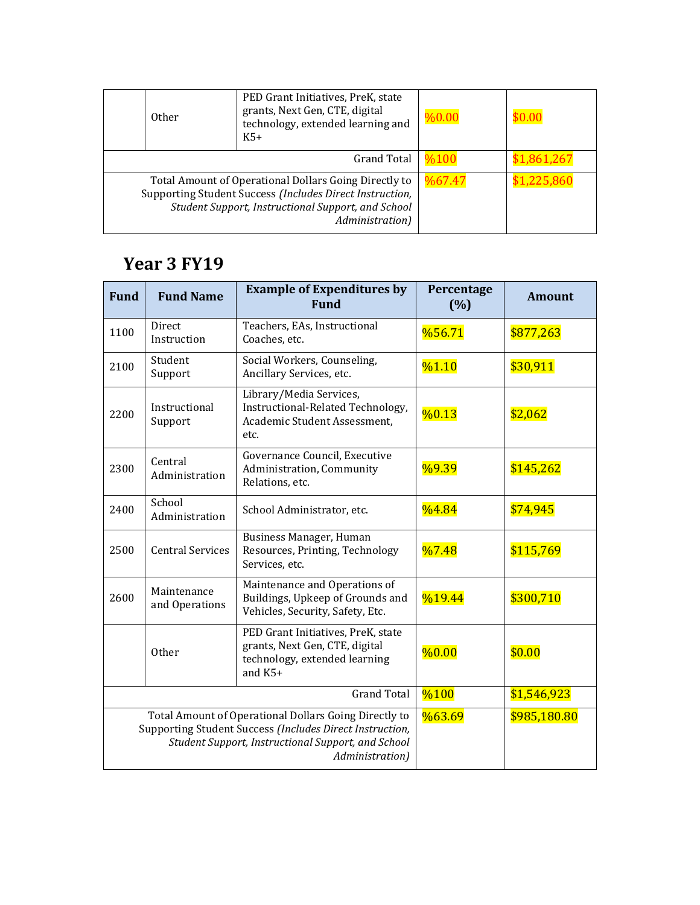| | | | | |
|---|---|---|---|---|
| | Other | PED Grant Initiatives, PreK, state grants, Next Gen, CTE, digital technology, extended learning and K5+ | %0.00 | $0.00 |
| Grand Total | | | %100 | $1,861,267 |
| Total Amount of Operational Dollars Going Directly to Supporting Student Success *(Includes Direct Instruction, Student Support, Instructional Support, and School Administration)* | | | %67.47 | $1,225,860 |

## Year 3 FY19

| Fund | Fund Name | Example of Expenditures by Fund | Percentage (%) | Amount |
|---|---|---|---|---|
| 1100 | Direct Instruction | Teachers, EAs, Instructional Coaches, etc. | %56.71 | $877,263 |
| 2100 | Student Support | Social Workers, Counseling, Ancillary Services, etc. | %1.10 | $30,911 |
| 2200 | Instructional Support | Library/Media Services, Instructional-Related Technology, Academic Student Assessment, etc. | %0.13 | $2,062 |
| 2300 | Central Administration | Governance Council, Executive Administration, Community Relations, etc. | %9.39 | $145,262 |
| 2400 | School Administration | School Administrator, etc. | %4.84 | $74,945 |
| 2500 | Central Services | Business Manager, Human Resources, Printing, Technology Services, etc. | %7.48 | $115,769 |
| 2600 | Maintenance and Operations | Maintenance and Operations of Buildings, Upkeep of Grounds and Vehicles, Security, Safety, Etc. | %19.44 | $300,710 |
| | Other | PED Grant Initiatives, PreK, state grants, Next Gen, CTE, digital technology, extended learning and K5+ | %0.00 | $0.00 |
| Grand Total | | | %100 | $1,546,923 |
| Total Amount of Operational Dollars Going Directly to Supporting Student Success *(Includes Direct Instruction, Student Support, Instructional Support, and School Administration)* | | | %63.69 | $985,180.80 |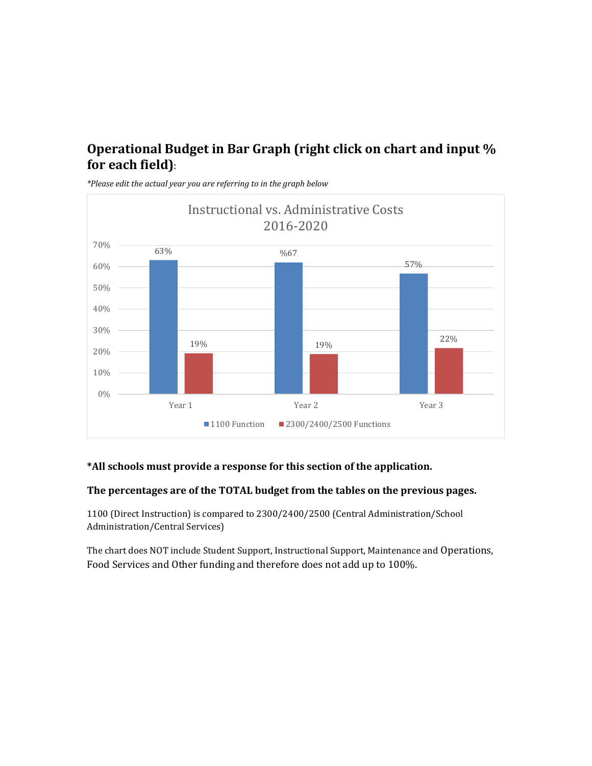## Operational Budget in Bar Graph (right click on chart and input % for each field):

*\*Please edit the actual year you are referring to in the graph below*

Instructional vs. Administrative Costs
2016-2020

70%
60%
50%
40%
30%
20%
10%
0%

63%
19%
%67
19%
57%
22%

Year 1
Year 2
Year 3

1100 Function
2300/2400/2500 Functions

**\*All schools must provide a response for this section of the application.**

**The percentages are of the TOTAL budget from the tables on the previous pages.**

1100 (Direct Instruction) is compared to 2300/2400/2500 (Central Administration/School Administration/Central Services)

The chart does NOT include Student Support, Instructional Support, Maintenance and Operations, Food Services and Other funding and therefore does not add up to 100%.